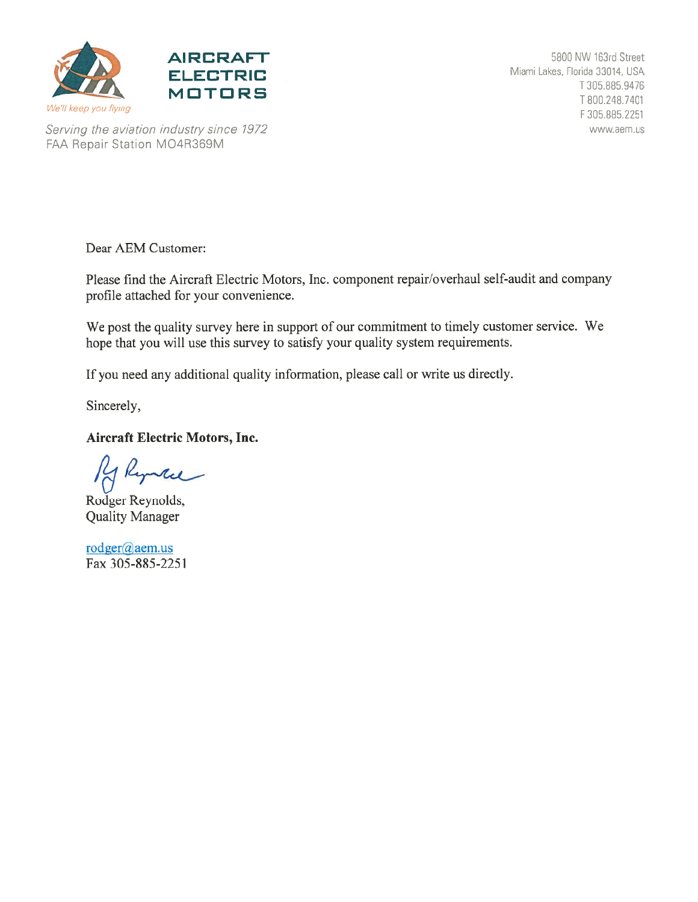**AIRCRAFT ELECTRIC MOTORS**

*We'll keep you flying*

*Serving the aviation industry since 1972*
FAA Repair Station MO4R369M

5800 NW 163rd Street
Miami Lakes, Florida 33014, USA
T 305.885.9476
T 800.248.7401
F 305.885.2251
www.aem.us

Dear AEM Customer:

Please find the Aircraft Electric Motors, Inc. component repair/overhaul self-audit and company profile attached for your convenience.

We post the quality survey here in support of our commitment to timely customer service. We hope that you will use this survey to satisfy your quality system requirements.

If you need any additional quality information, please call or write us directly.

Sincerely,

**Aircraft Electric Motors, Inc.**

Rodger Reynolds,
Quality Manager

rodger@aem.us
Fax 305-885-2251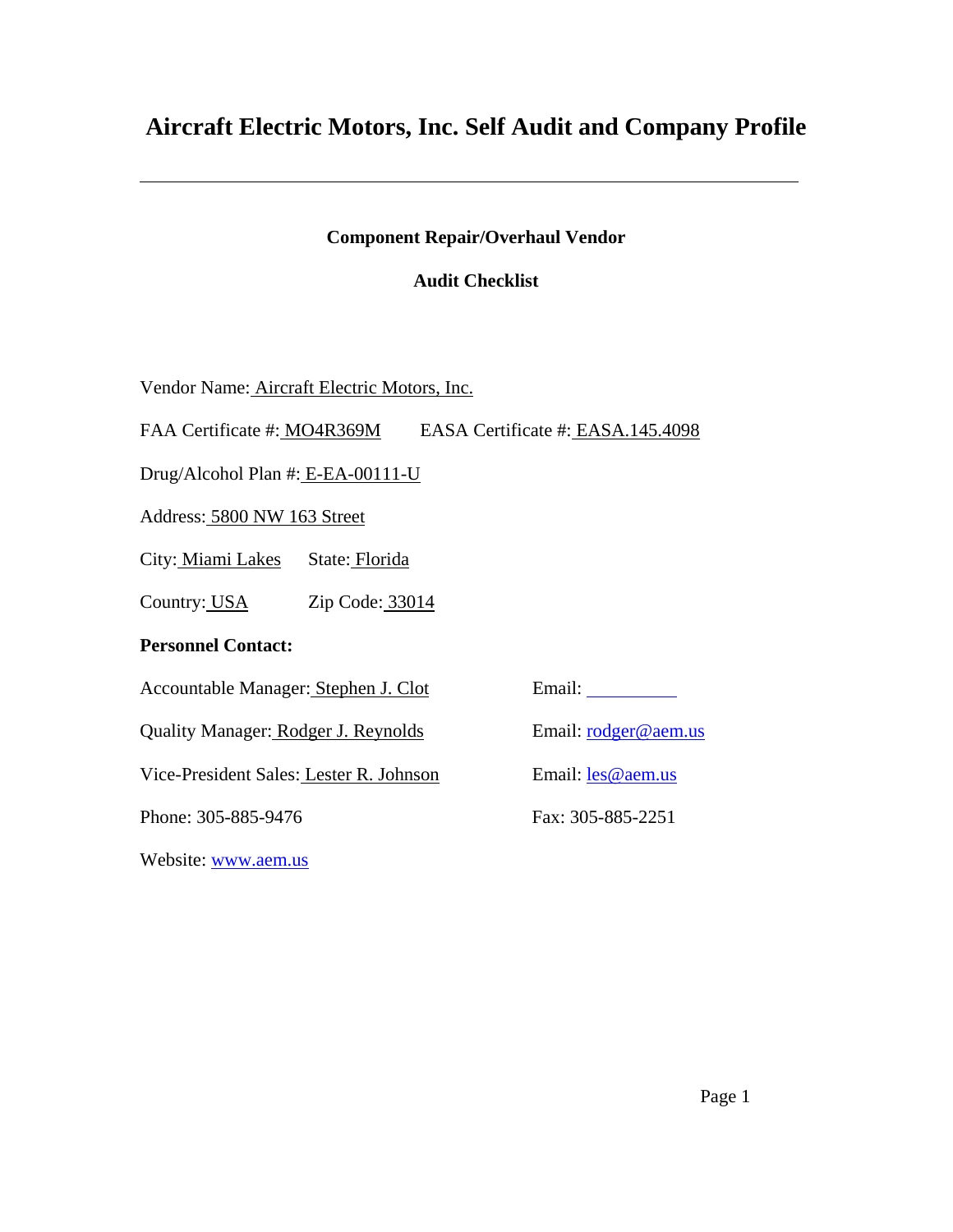# Aircraft Electric Motors, Inc. Self Audit and Company Profile

---

**Component Repair/Overhaul Vendor**

**Audit Checklist**

Vendor Name: Aircraft Electric Motors, Inc.

FAA Certificate #: MO4R369M EASA Certificate #: EASA.145.4098

Drug/Alcohol Plan #: E-EA-00111-U

Address: 5800 NW 163 Street

City: Miami Lakes State: Florida

Country: USA Zip Code: 33014

**Personnel Contact:**

Accountable Manager: Stephen J. Clot Email:

Quality Manager: Rodger J. Reynolds Email: rodger@aem.us

Vice-President Sales: Lester R. Johnson Email: les@aem.us

Phone: 305-885-9476 Fax: 305-885-2251

Website: www.aem.us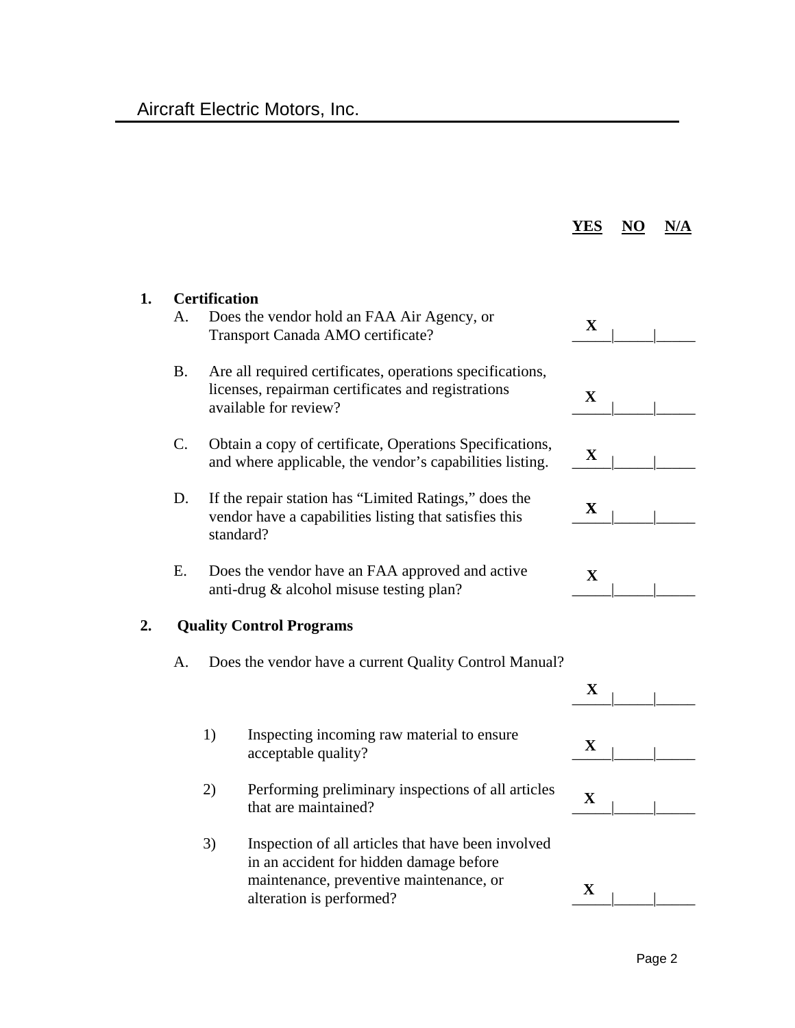|  | YES | NO | N/A |
|---|---|---|---|
| **1. Certification** |  |  |  |
| A. Does the vendor hold an FAA Air Agency, or Transport Canada AMO certificate? | X |  |  |
| B. Are all required certificates, operations specifications, licenses, repairman certificates and registrations available for review? | X |  |  |
| C. Obtain a copy of certificate, Operations Specifications, and where applicable, the vendor's capabilities listing. | X |  |  |
| D. If the repair station has "Limited Ratings," does the vendor have a capabilities listing that satisfies this standard? | X |  |  |
| E. Does the vendor have an FAA approved and active anti-drug & alcohol misuse testing plan? | X |  |  |
| **2. Quality Control Programs** |  |  |  |
| A. Does the vendor have a current Quality Control Manual? | X |  |  |
| 1) Inspecting incoming raw material to ensure acceptable quality? | X |  |  |
| 2) Performing preliminary inspections of all articles that are maintained? | X |  |  |
| 3) Inspection of all articles that have been involved in an accident for hidden damage before maintenance, preventive maintenance, or alteration is performed? | X |  |  |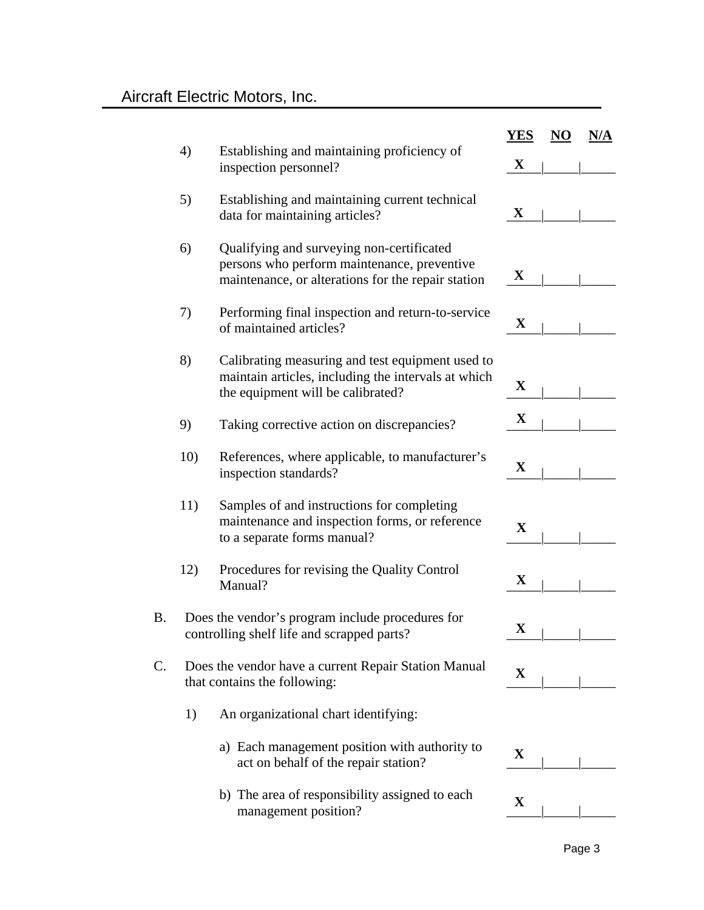| | | YES | NO | N/A |
|---|---|---|---|---|
| 4) | Establishing and maintaining proficiency of inspection personnel? | X | | |
| 5) | Establishing and maintaining current technical data for maintaining articles? | X | | |
| 6) | Qualifying and surveying non-certificated persons who perform maintenance, preventive maintenance, or alterations for the repair station | X | | |
| 7) | Performing final inspection and return-to-service of maintained articles? | X | | |
| 8) | Calibrating measuring and test equipment used to maintain articles, including the intervals at which the equipment will be calibrated? | X | | |
| 9) | Taking corrective action on discrepancies? | X | | |
| 10) | References, where applicable, to manufacturer's inspection standards? | X | | |
| 11) | Samples of and instructions for completing maintenance and inspection forms, or reference to a separate forms manual? | X | | |
| 12) | Procedures for revising the Quality Control Manual? | X | | |
| B. | Does the vendor's program include procedures for controlling shelf life and scrapped parts? | X | | |
| C. | Does the vendor have a current Repair Station Manual that contains the following: | X | | |
| 1) | An organizational chart identifying: | | | |
| | a) Each management position with authority to act on behalf of the repair station? | X | | |
| | b) The area of responsibility assigned to each management position? | X | | |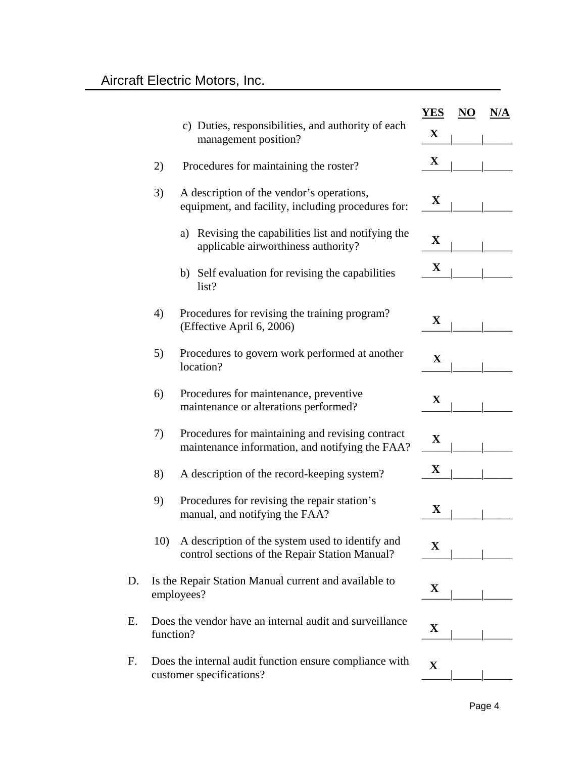| | | YES | NO | N/A |
|---|---|---|---|---|
| | c) Duties, responsibilities, and authority of each management position? | X | | |
| 2) | Procedures for maintaining the roster? | X | | |
| 3) | A description of the vendor's operations, equipment, and facility, including procedures for: | X | | |
| | a) Revising the capabilities list and notifying the applicable airworthiness authority? | X | | |
| | b) Self evaluation for revising the capabilities list? | X | | |
| 4) | Procedures for revising the training program? (Effective April 6, 2006) | X | | |
| 5) | Procedures to govern work performed at another location? | X | | |
| 6) | Procedures for maintenance, preventive maintenance or alterations performed? | X | | |
| 7) | Procedures for maintaining and revising contract maintenance information, and notifying the FAA? | X | | |
| 8) | A description of the record-keeping system? | X | | |
| 9) | Procedures for revising the repair station's manual, and notifying the FAA? | X | | |
| 10) | A description of the system used to identify and control sections of the Repair Station Manual? | X | | |
| D. | Is the Repair Station Manual current and available to employees? | X | | |
| E. | Does the vendor have an internal audit and surveillance function? | X | | |
| F. | Does the internal audit function ensure compliance with customer specifications? | X | | |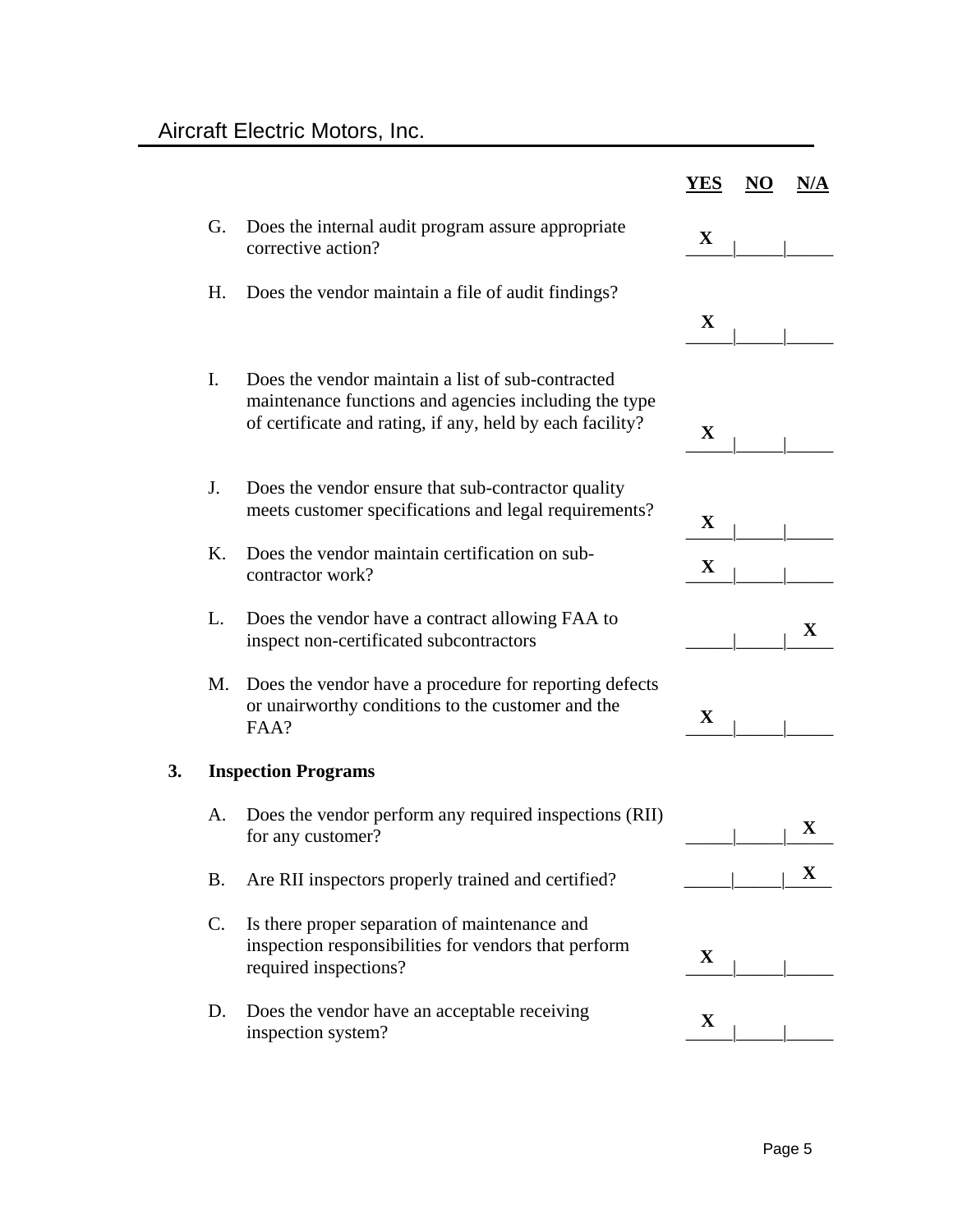Aircraft Electric Motors, Inc.

| | | YES | NO | N/A |
|---|---|---|---|---|
| G. | Does the internal audit program assure appropriate corrective action? | X | | |
| H. | Does the vendor maintain a file of audit findings? | X | | |
| I. | Does the vendor maintain a list of sub-contracted maintenance functions and agencies including the type of certificate and rating, if any, held by each facility? | X | | |
| J. | Does the vendor ensure that sub-contractor quality meets customer specifications and legal requirements? | X | | |
| K. | Does the vendor maintain certification on sub-contractor work? | X | | |
| L. | Does the vendor have a contract allowing FAA to inspect non-certificated subcontractors | | | X |
| M. | Does the vendor have a procedure for reporting defects or unairworthy conditions to the customer and the FAA? | X | | |

**3. Inspection Programs**

| | | YES | NO | N/A |
|---|---|---|---|---|
| A. | Does the vendor perform any required inspections (RII) for any customer? | | | X |
| B. | Are RII inspectors properly trained and certified? | | | X |
| C. | Is there proper separation of maintenance and inspection responsibilities for vendors that perform required inspections? | X | | |
| D. | Does the vendor have an acceptable receiving inspection system? | X | | |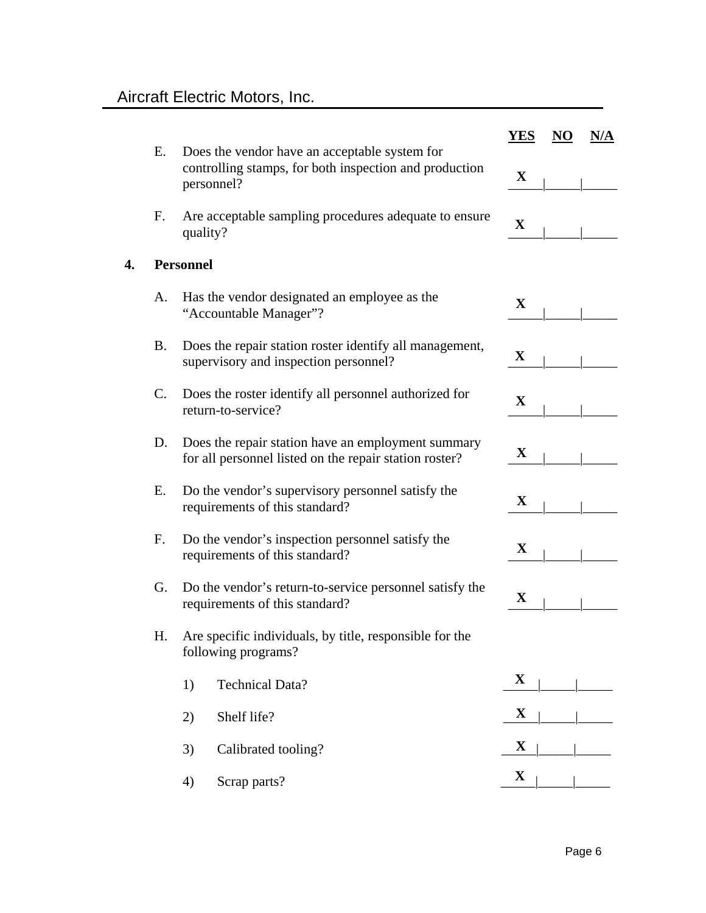| | | YES | NO | N/A |
|---|---|---|---|---|
| E. | Does the vendor have an acceptable system for controlling stamps, for both inspection and production personnel? | X | | |
| F. | Are acceptable sampling procedures adequate to ensure quality? | X | | |

**4. Personnel**

| | | YES | NO | N/A |
|---|---|---|---|---|
| A. | Has the vendor designated an employee as the "Accountable Manager"? | X | | |
| B. | Does the repair station roster identify all management, supervisory and inspection personnel? | X | | |
| C. | Does the roster identify all personnel authorized for return-to-service? | X | | |
| D. | Does the repair station have an employment summary for all personnel listed on the repair station roster? | X | | |
| E. | Do the vendor's supervisory personnel satisfy the requirements of this standard? | X | | |
| F. | Do the vendor's inspection personnel satisfy the requirements of this standard? | X | | |
| G. | Do the vendor's return-to-service personnel satisfy the requirements of this standard? | X | | |
| H. | Are specific individuals, by title, responsible for the following programs? | | | |
| | 1) Technical Data? | X | | |
| | 2) Shelf life? | X | | |
| | 3) Calibrated tooling? | X | | |
| | 4) Scrap parts? | X | | |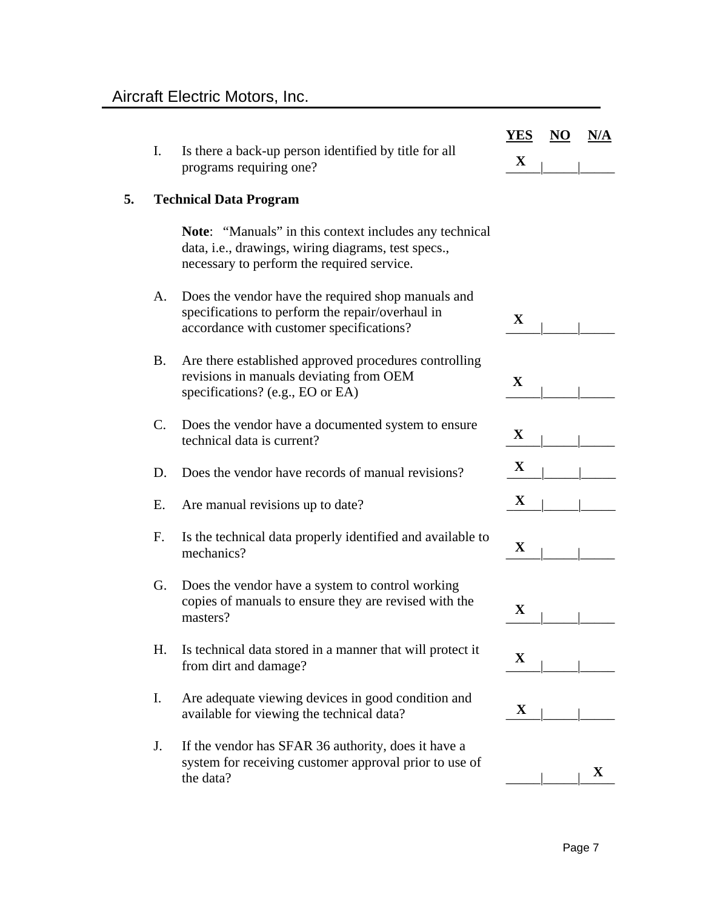| | Question | YES | NO | N/A |
|---|---|---|---|---|
| I. | Is there a back-up person identified by title for all programs requiring one? | X | | |

## 5. Technical Data Program

**Note**: "Manuals" in this context includes any technical data, i.e., drawings, wiring diagrams, test specs., necessary to perform the required service.

| | Question | YES | NO | N/A |
|---|---|---|---|---|
| A. | Does the vendor have the required shop manuals and specifications to perform the repair/overhaul in accordance with customer specifications? | X | | |
| B. | Are there established approved procedures controlling revisions in manuals deviating from OEM specifications? (e.g., EO or EA) | X | | |
| C. | Does the vendor have a documented system to ensure technical data is current? | X | | |
| D. | Does the vendor have records of manual revisions? | X | | |
| E. | Are manual revisions up to date? | X | | |
| F. | Is the technical data properly identified and available to mechanics? | X | | |
| G. | Does the vendor have a system to control working copies of manuals to ensure they are revised with the masters? | X | | |
| H. | Is technical data stored in a manner that will protect it from dirt and damage? | X | | |
| I. | Are adequate viewing devices in good condition and available for viewing the technical data? | X | | |
| J. | If the vendor has SFAR 36 authority, does it have a system for receiving customer approval prior to use of the data? | | | X |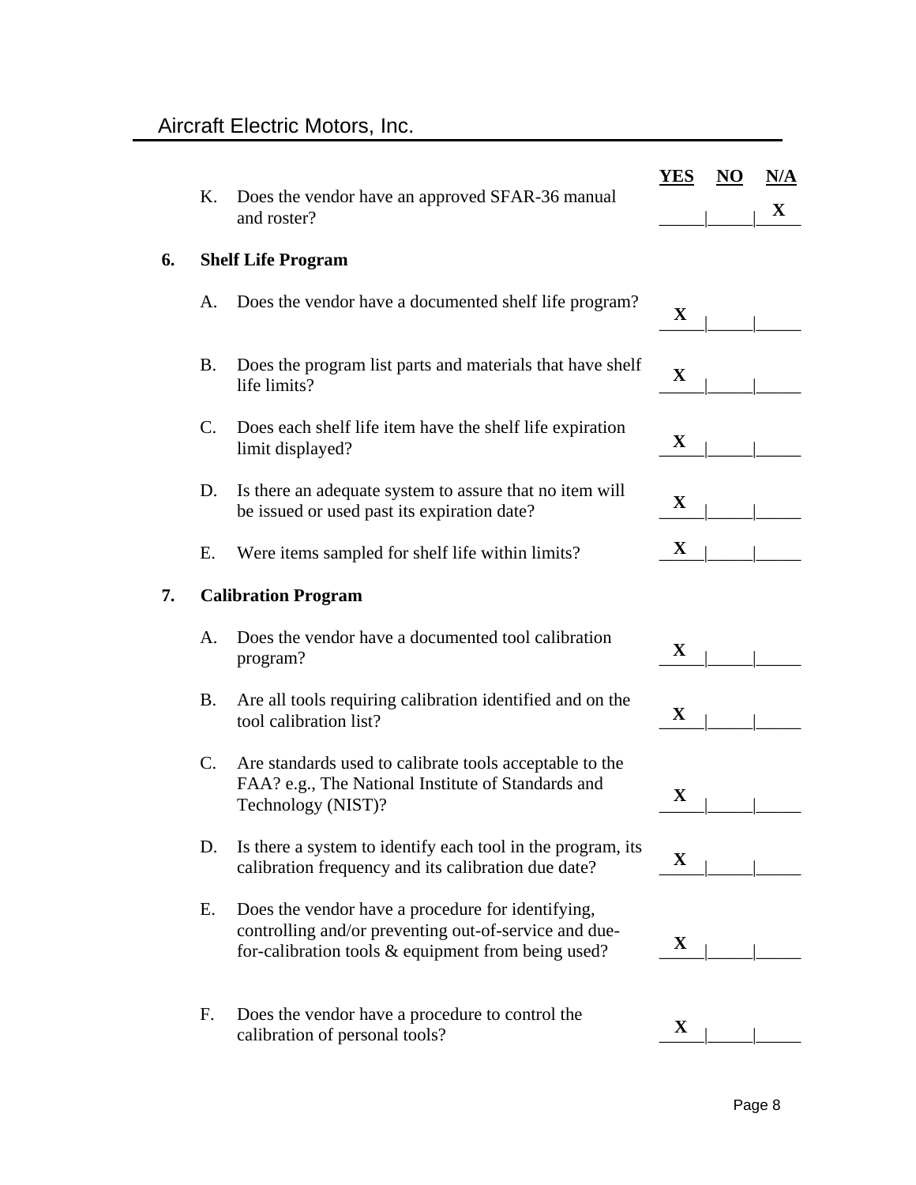| | | YES | NO | N/A |
|---|---|---|---|---|
| K. | Does the vendor have an approved SFAR-36 manual and roster? | | | X |

**6. Shelf Life Program**

| | | YES | NO | N/A |
|---|---|---|---|---|
| A. | Does the vendor have a documented shelf life program? | X | | |
| B. | Does the program list parts and materials that have shelf life limits? | X | | |
| C. | Does each shelf life item have the shelf life expiration limit displayed? | X | | |
| D. | Is there an adequate system to assure that no item will be issued or used past its expiration date? | X | | |
| E. | Were items sampled for shelf life within limits? | X | | |

**7. Calibration Program**

| | | YES | NO | N/A |
|---|---|---|---|---|
| A. | Does the vendor have a documented tool calibration program? | X | | |
| B. | Are all tools requiring calibration identified and on the tool calibration list? | X | | |
| C. | Are standards used to calibrate tools acceptable to the FAA? e.g., The National Institute of Standards and Technology (NIST)? | X | | |
| D. | Is there a system to identify each tool in the program, its calibration frequency and its calibration due date? | X | | |
| E. | Does the vendor have a procedure for identifying, controlling and/or preventing out-of-service and due-for-calibration tools & equipment from being used? | X | | |
| F. | Does the vendor have a procedure to control the calibration of personal tools? | X | | |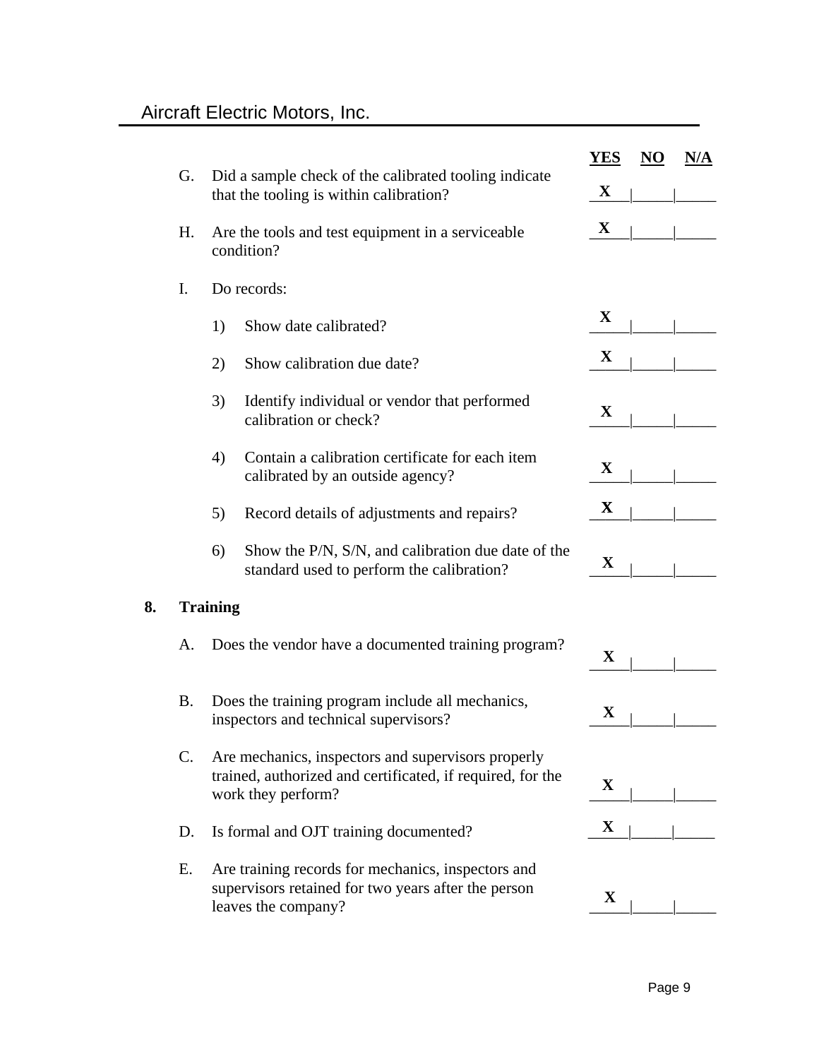| | | YES | NO | N/A |
|---|---|---|---|---|
| G. | Did a sample check of the calibrated tooling indicate that the tooling is within calibration? | X | | |
| H. | Are the tools and test equipment in a serviceable condition? | X | | |
| I. | Do records: | | | |
| | 1) Show date calibrated? | X | | |
| | 2) Show calibration due date? | X | | |
| | 3) Identify individual or vendor that performed calibration or check? | X | | |
| | 4) Contain a calibration certificate for each item calibrated by an outside agency? | X | | |
| | 5) Record details of adjustments and repairs? | X | | |
| | 6) Show the P/N, S/N, and calibration due date of the standard used to perform the calibration? | X | | |

**8. Training**

| | | YES | NO | N/A |
|---|---|---|---|---|
| A. | Does the vendor have a documented training program? | X | | |
| B. | Does the training program include all mechanics, inspectors and technical supervisors? | X | | |
| C. | Are mechanics, inspectors and supervisors properly trained, authorized and certificated, if required, for the work they perform? | X | | |
| D. | Is formal and OJT training documented? | X | | |
| E. | Are training records for mechanics, inspectors and supervisors retained for two years after the person leaves the company? | X | | |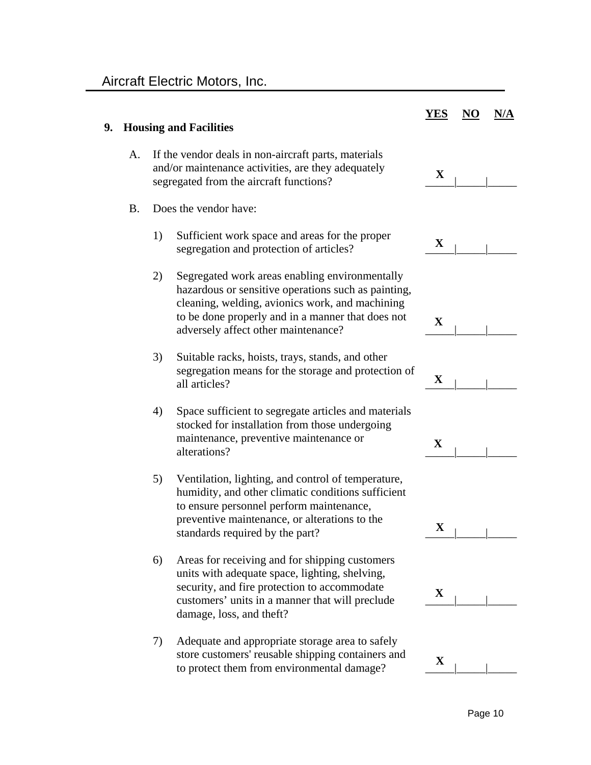## 9. Housing and Facilities

| | YES | NO | N/A |
|---|---|---|---|
| A. If the vendor deals in non-aircraft parts, materials and/or maintenance activities, are they adequately segregated from the aircraft functions? | X | | |
| B. Does the vendor have: | | | |
| 1) Sufficient work space and areas for the proper segregation and protection of articles? | X | | |
| 2) Segregated work areas enabling environmentally hazardous or sensitive operations such as painting, cleaning, welding, avionics work, and machining to be done properly and in a manner that does not adversely affect other maintenance? | X | | |
| 3) Suitable racks, hoists, trays, stands, and other segregation means for the storage and protection of all articles? | X | | |
| 4) Space sufficient to segregate articles and materials stocked for installation from those undergoing maintenance, preventive maintenance or alterations? | X | | |
| 5) Ventilation, lighting, and control of temperature, humidity, and other climatic conditions sufficient to ensure personnel perform maintenance, preventive maintenance, or alterations to the standards required by the part? | X | | |
| 6) Areas for receiving and for shipping customers units with adequate space, lighting, shelving, security, and fire protection to accommodate customers' units in a manner that will preclude damage, loss, and theft? | X | | |
| 7) Adequate and appropriate storage area to safely store customers' reusable shipping containers and to protect them from environmental damage? | X | | |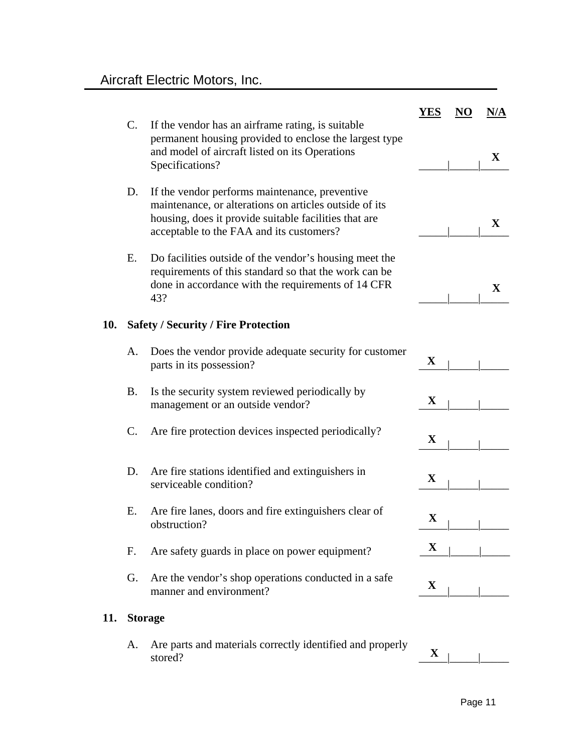| | | YES | NO | N/A |
|---|---|---|---|---|
| C. | If the vendor has an airframe rating, is suitable permanent housing provided to enclose the largest type and model of aircraft listed on its Operations Specifications? | | | X |
| D. | If the vendor performs maintenance, preventive maintenance, or alterations on articles outside of its housing, does it provide suitable facilities that are acceptable to the FAA and its customers? | | | X |
| E. | Do facilities outside of the vendor's housing meet the requirements of this standard so that the work can be done in accordance with the requirements of 14 CFR 43? | | | X |

**10. Safety / Security / Fire Protection**

| | | YES | NO | N/A |
|---|---|---|---|---|
| A. | Does the vendor provide adequate security for customer parts in its possession? | X | | |
| B. | Is the security system reviewed periodically by management or an outside vendor? | X | | |
| C. | Are fire protection devices inspected periodically? | X | | |
| D. | Are fire stations identified and extinguishers in serviceable condition? | X | | |
| E. | Are fire lanes, doors and fire extinguishers clear of obstruction? | X | | |
| F. | Are safety guards in place on power equipment? | X | | |
| G. | Are the vendor's shop operations conducted in a safe manner and environment? | X | | |

**11. Storage**

| | | YES | NO | N/A |
|---|---|---|---|---|
| A. | Are parts and materials correctly identified and properly stored? | X | | |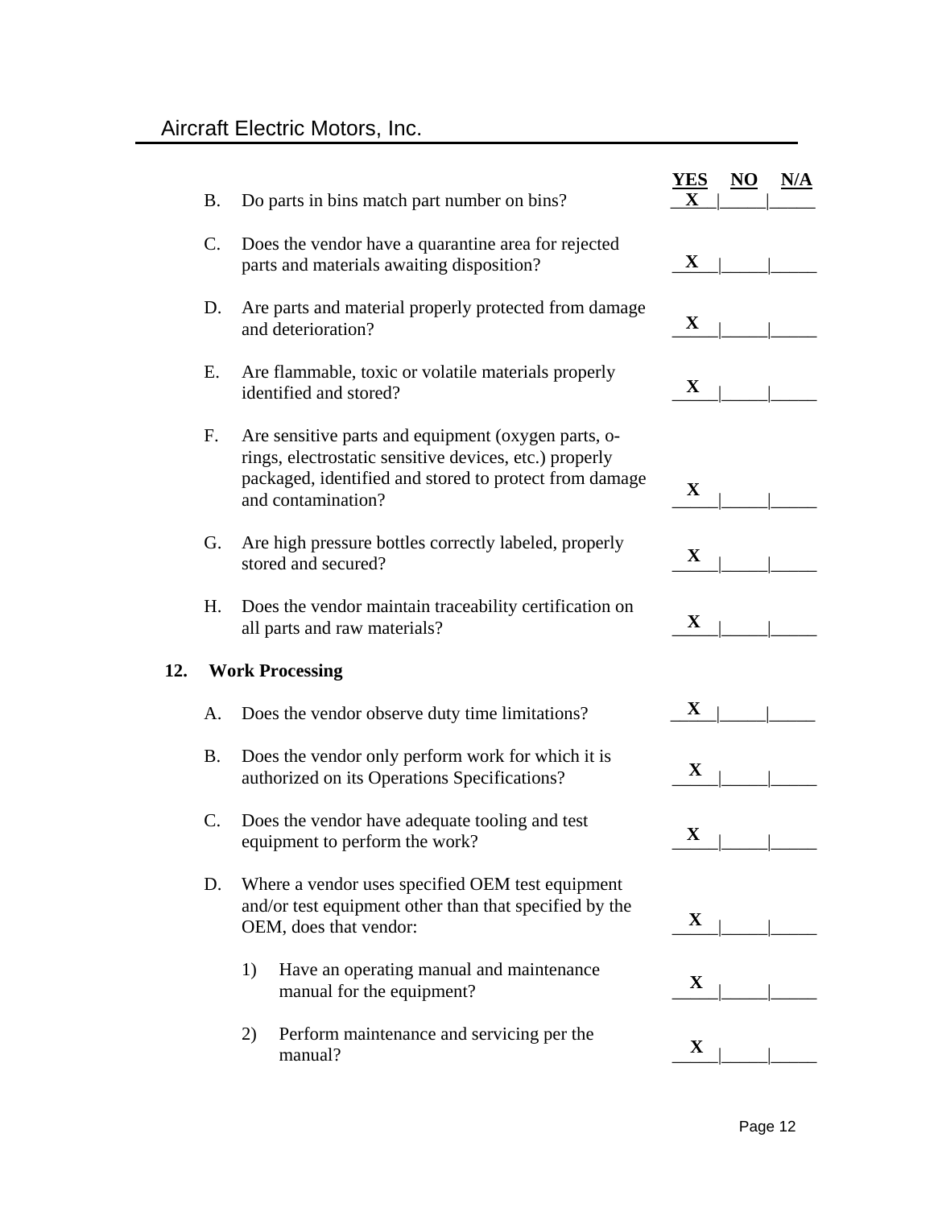| | | YES | NO | N/A |
|---|---|---|---|---|
| B. | Do parts in bins match part number on bins? | X | | |
| C. | Does the vendor have a quarantine area for rejected parts and materials awaiting disposition? | X | | |
| D. | Are parts and material properly protected from damage and deterioration? | X | | |
| E. | Are flammable, toxic or volatile materials properly identified and stored? | X | | |
| F. | Are sensitive parts and equipment (oxygen parts, o-rings, electrostatic sensitive devices, etc.) properly packaged, identified and stored to protect from damage and contamination? | X | | |
| G. | Are high pressure bottles correctly labeled, properly stored and secured? | X | | |
| H. | Does the vendor maintain traceability certification on all parts and raw materials? | X | | |

## 12. Work Processing

| | | YES | NO | N/A |
|---|---|---|---|---|
| A. | Does the vendor observe duty time limitations? | X | | |
| B. | Does the vendor only perform work for which it is authorized on its Operations Specifications? | X | | |
| C. | Does the vendor have adequate tooling and test equipment to perform the work? | X | | |
| D. | Where a vendor uses specified OEM test equipment and/or test equipment other than that specified by the OEM, does that vendor: | X | | |
| 1) | Have an operating manual and maintenance manual for the equipment? | X | | |
| 2) | Perform maintenance and servicing per the manual? | X | | |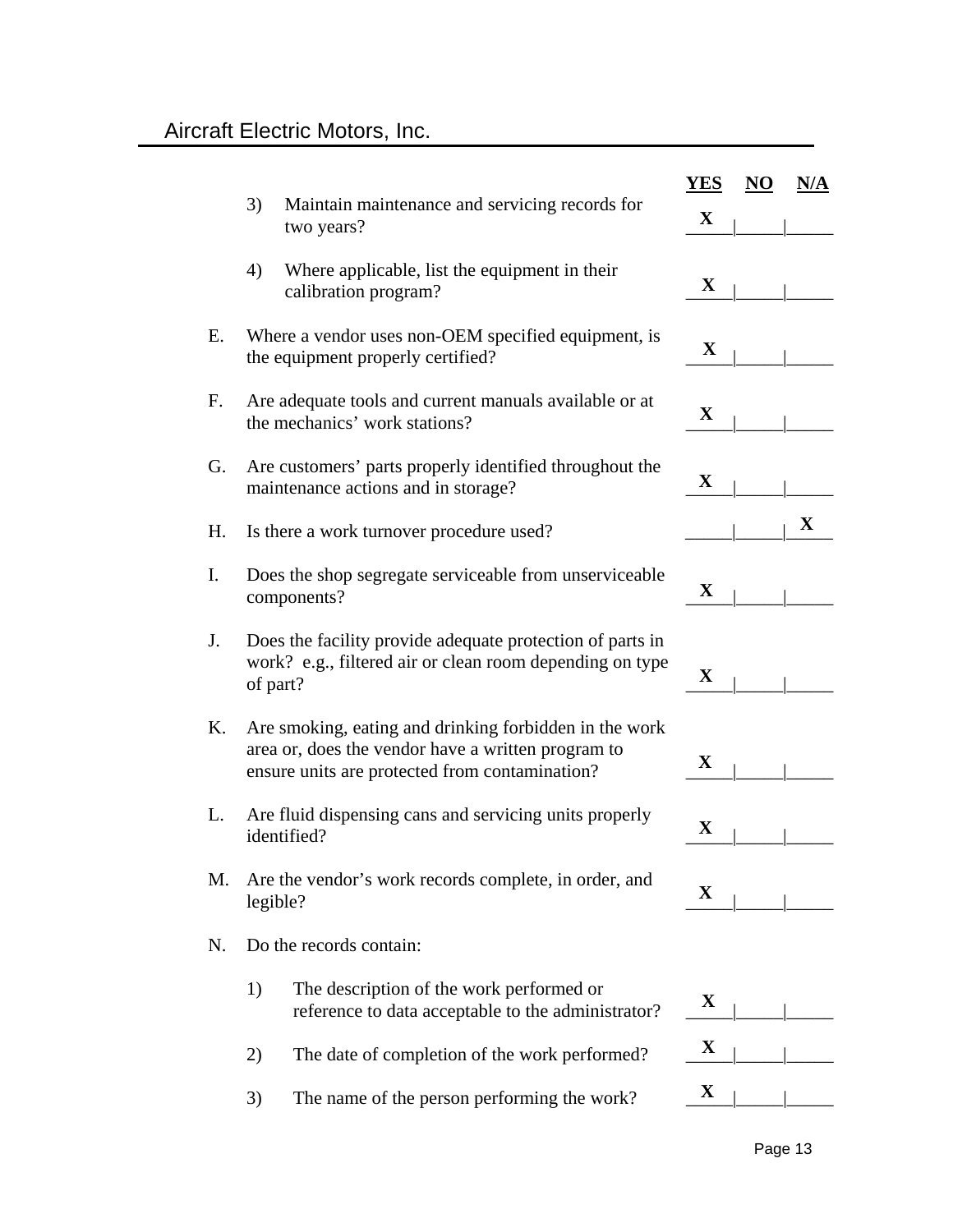| | | YES | NO | N/A |
|---|---|---|---|---|
| | 3) Maintain maintenance and servicing records for two years? | X | | |
| | 4) Where applicable, list the equipment in their calibration program? | X | | |
| E. | Where a vendor uses non-OEM specified equipment, is the equipment properly certified? | X | | |
| F. | Are adequate tools and current manuals available or at the mechanics' work stations? | X | | |
| G. | Are customers' parts properly identified throughout the maintenance actions and in storage? | X | | |
| H. | Is there a work turnover procedure used? | | | X |
| I. | Does the shop segregate serviceable from unserviceable components? | X | | |
| J. | Does the facility provide adequate protection of parts in work? e.g., filtered air or clean room depending on type of part? | X | | |
| K. | Are smoking, eating and drinking forbidden in the work area or, does the vendor have a written program to ensure units are protected from contamination? | X | | |
| L. | Are fluid dispensing cans and servicing units properly identified? | X | | |
| M. | Are the vendor's work records complete, in order, and legible? | X | | |
| N. | Do the records contain: | | | |
| | 1) The description of the work performed or reference to data acceptable to the administrator? | X | | |
| | 2) The date of completion of the work performed? | X | | |
| | 3) The name of the person performing the work? | X | | |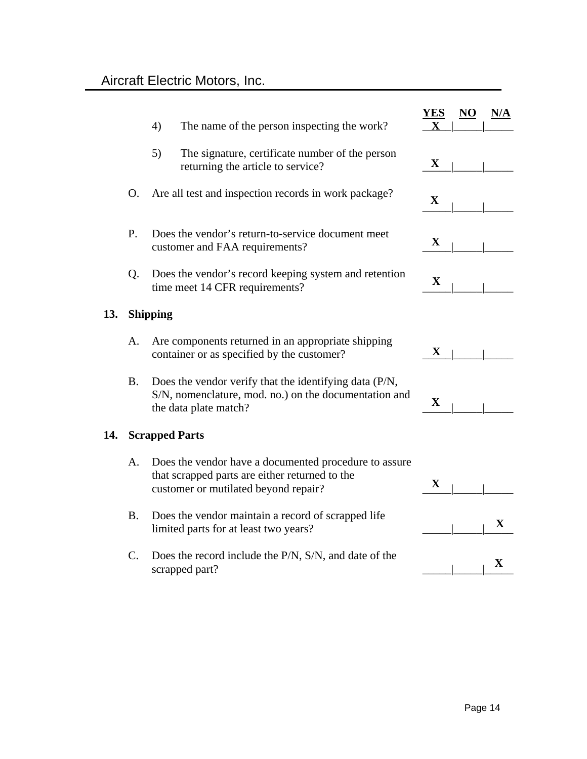| | | YES | NO | N/A |
|---|---|---|---|---|
| 4) | The name of the person inspecting the work? | X | | |
| 5) | The signature, certificate number of the person returning the article to service? | X | | |
| O. | Are all test and inspection records in work package? | X | | |
| P. | Does the vendor's return-to-service document meet customer and FAA requirements? | X | | |
| Q. | Does the vendor's record keeping system and retention time meet 14 CFR requirements? | X | | |

## 13. Shipping

| | | YES | NO | N/A |
|---|---|---|---|---|
| A. | Are components returned in an appropriate shipping container or as specified by the customer? | X | | |
| B. | Does the vendor verify that the identifying data (P/N, S/N, nomenclature, mod. no.) on the documentation and the data plate match? | X | | |

## 14. Scrapped Parts

| | | YES | NO | N/A |
|---|---|---|---|---|
| A. | Does the vendor have a documented procedure to assure that scrapped parts are either returned to the customer or mutilated beyond repair? | X | | |
| B. | Does the vendor maintain a record of scrapped life limited parts for at least two years? | | | X |
| C. | Does the record include the P/N, S/N, and date of the scrapped part? | | | X |